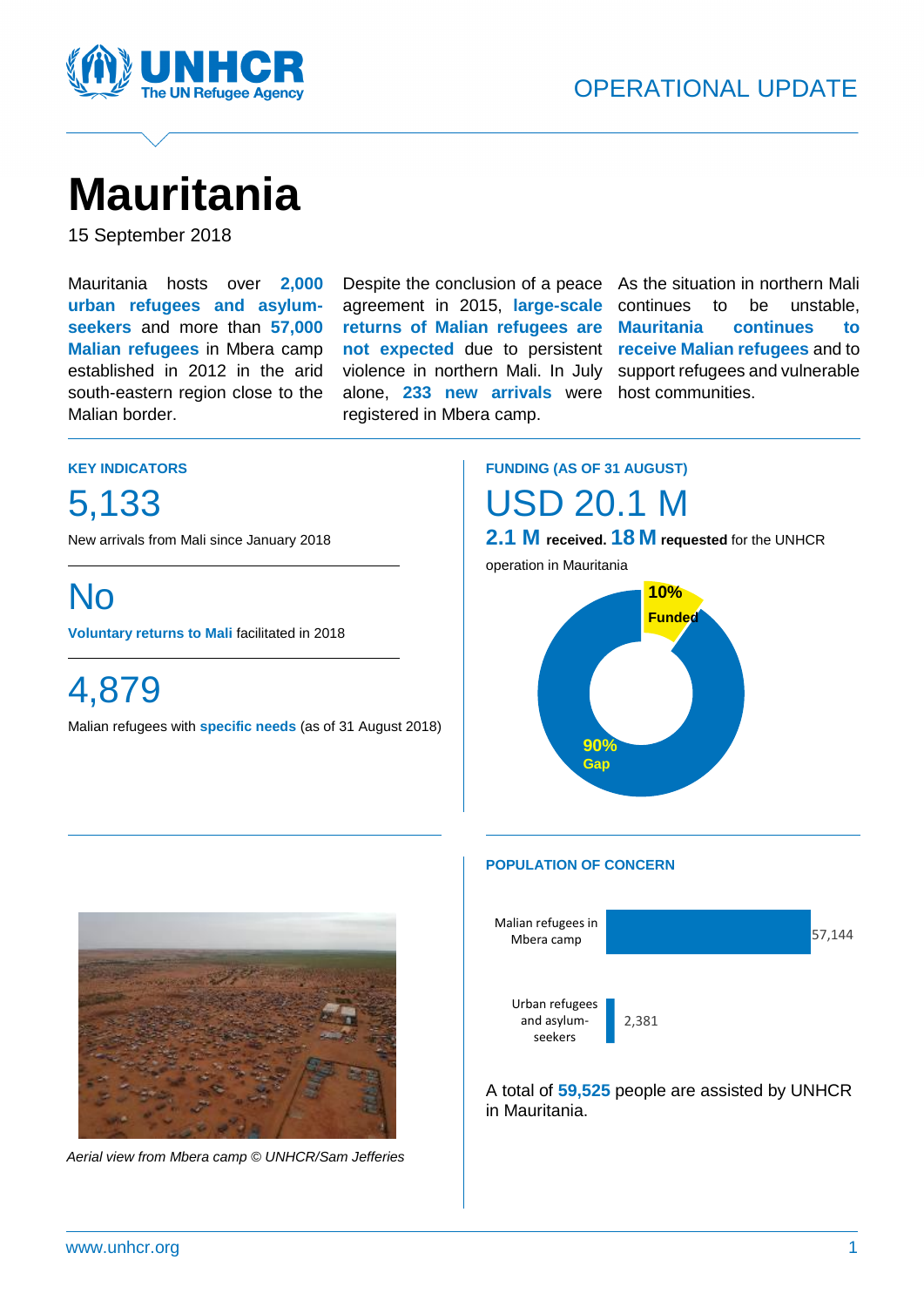OPERATIONAL UPDATE

# Mauritania

15 September 2018

Mauritania hosts over **2,000 urban refugees and asylum-seekers** and more than **57,000 Malian refugees** in Mbera camp established in 2012 in the arid south-eastern region close to the Malian border.

Despite the conclusion of a peace agreement in 2015, **large-scale returns of Malian refugees are not expected** due to persistent violence in northern Mali. In July alone, **233 new arrivals** were registered in Mbera camp.

As the situation in northern Mali continues to be unstable, **Mauritania continues to receive Malian refugees** and to support refugees and vulnerable host communities.

## KEY INDICATORS

**5,133**

New arrivals from Mali since January 2018

**No**

**Voluntary returns to Mali** facilitated in 2018

**4,879**

Malian refugees with **specific needs** (as of 31 August 2018)

## FUNDING (AS OF 31 AUGUST)

**USD 20.1 M**

**2.1 M received. 18 M requested** for the UNHCR operation in Mauritania

10% Funded

90% Gap

Aerial view from Mbera camp © UNHCR/Sam Jefferies

## POPULATION OF CONCERN

| Population | Number |
|---|---|
| Malian refugees in Mbera camp | 57,144 |
| Urban refugees and asylum-seekers | 2,381 |

A total of **59,525** people are assisted by UNHCR in Mauritania.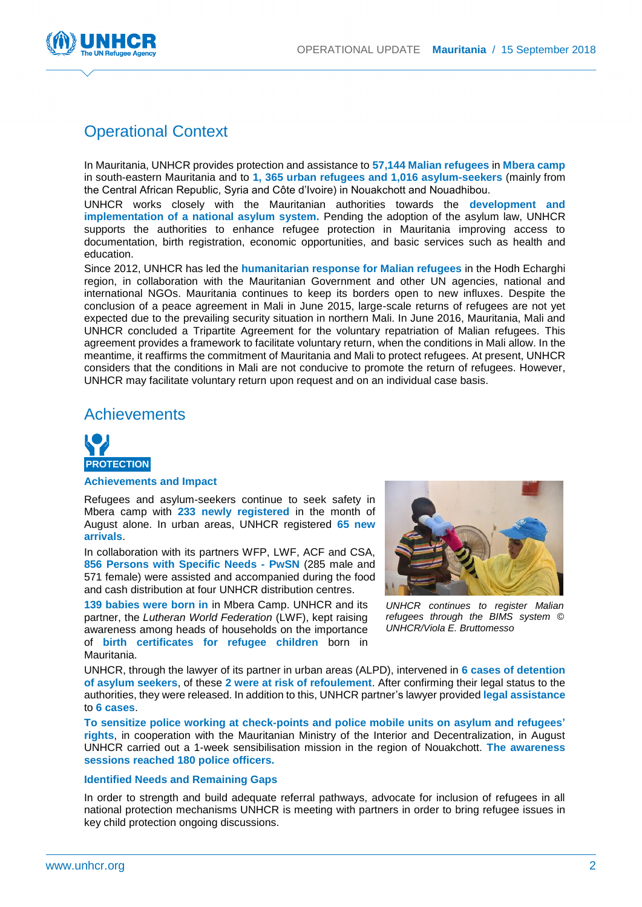## Operational Context

In Mauritania, UNHCR provides protection and assistance to **57,144 Malian refugees** in **Mbera camp** in south-eastern Mauritania and to **1, 365 urban refugees and 1,016 asylum-seekers** (mainly from the Central African Republic, Syria and Côte d'Ivoire) in Nouakchott and Nouadhibou.

UNHCR works closely with the Mauritanian authorities towards the **development and implementation of a national asylum system.** Pending the adoption of the asylum law, UNHCR supports the authorities to enhance refugee protection in Mauritania improving access to documentation, birth registration, economic opportunities, and basic services such as health and education.

Since 2012, UNHCR has led the **humanitarian response for Malian refugees** in the Hodh Echarghi region, in collaboration with the Mauritanian Government and other UN agencies, national and international NGOs. Mauritania continues to keep its borders open to new influxes. Despite the conclusion of a peace agreement in Mali in June 2015, large-scale returns of refugees are not yet expected due to the prevailing security situation in northern Mali. In June 2016, Mauritania, Mali and UNHCR concluded a Tripartite Agreement for the voluntary repatriation of Malian refugees. This agreement provides a framework to facilitate voluntary return, when the conditions in Mali allow. In the meantime, it reaffirms the commitment of Mauritania and Mali to protect refugees. At present, UNHCR considers that the conditions in Mali are not conducive to promote the return of refugees. However, UNHCR may facilitate voluntary return upon request and on an individual case basis.

## Achievements

### PROTECTION

#### Achievements and Impact

Refugees and asylum-seekers continue to seek safety in Mbera camp with **233 newly registered** in the month of August alone. In urban areas, UNHCR registered **65 new arrivals**.

In collaboration with its partners WFP, LWF, ACF and CSA, **856 Persons with Specific Needs - PwSN** (285 male and 571 female) were assisted and accompanied during the food and cash distribution at four UNHCR distribution centres.

**139 babies were born in** in Mbera Camp. UNHCR and its partner, the *Lutheran World Federation* (LWF), kept raising awareness among heads of households on the importance of **birth certificates for refugee children** born in Mauritania.

*UNHCR continues to register Malian refugees through the BIMS system © UNHCR/Viola E. Bruttomesso*

UNHCR, through the lawyer of its partner in urban areas (ALPD), intervened in **6 cases of detention of asylum seekers**, of these **2 were at risk of refoulement**. After confirming their legal status to the authorities, they were released. In addition to this, UNHCR partner's lawyer provided **legal assistance** to **6 cases**.

**To sensitize police working at check-points and police mobile units on asylum and refugees' rights**, in cooperation with the Mauritanian Ministry of the Interior and Decentralization, in August UNHCR carried out a 1-week sensibilisation mission in the region of Nouakchott. **The awareness sessions reached 180 police officers.**

#### Identified Needs and Remaining Gaps

In order to strength and build adequate referral pathways, advocate for inclusion of refugees in all national protection mechanisms UNHCR is meeting with partners in order to bring refugee issues in key child protection ongoing discussions.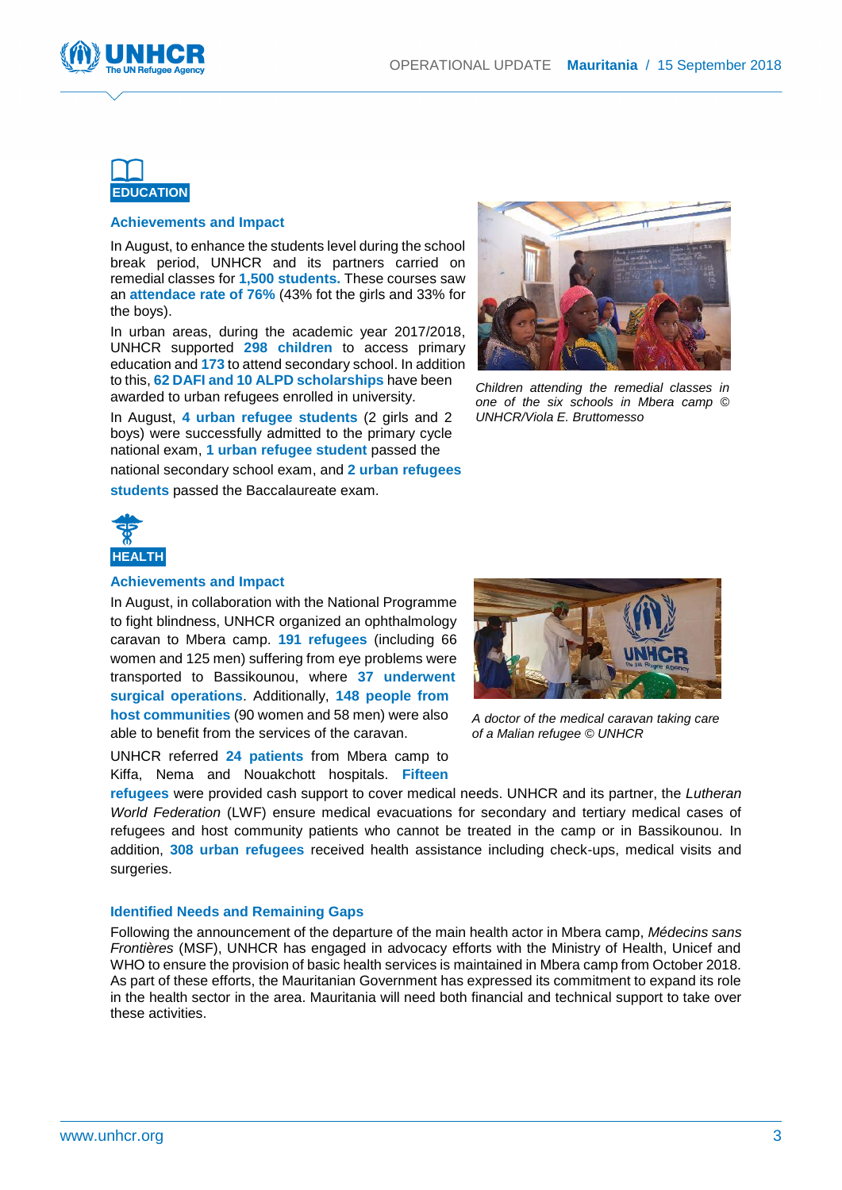## EDUCATION

### Achievements and Impact

In August, to enhance the students level during the school break period, UNHCR and its partners carried on remedial classes for **1,500 students.** These courses saw an **attendance rate of 76%** (43% fot the girls and 33% for the boys).

In urban areas, during the academic year 2017/2018, UNHCR supported **298 children** to access primary education and **173** to attend secondary school. In addition to this, **62 DAFI and 10 ALPD scholarships** have been awarded to urban refugees enrolled in university.

In August, **4 urban refugee students** (2 girls and 2 boys) were successfully admitted to the primary cycle national exam, **1 urban refugee student** passed the national secondary school exam, and **2 urban refugees students** passed the Baccalaureate exam.

*Children attending the remedial classes in one of the six schools in Mbera camp © UNHCR/Viola E. Bruttomesso*

## HEALTH

### Achievements and Impact

In August, in collaboration with the National Programme to fight blindness, UNHCR organized an ophthalmology caravan to Mbera camp. **191 refugees** (including 66 women and 125 men) suffering from eye problems were transported to Bassikounou, where **37 underwent surgical operations**. Additionally, **148 people from host communities** (90 women and 58 men) were also able to benefit from the services of the caravan.

*A doctor of the medical caravan taking care of a Malian refugee © UNHCR*

UNHCR referred **24 patients** from Mbera camp to Kiffa, Nema and Nouakchott hospitals. **Fifteen refugees** were provided cash support to cover medical needs. UNHCR and its partner, the *Lutheran World Federation* (LWF) ensure medical evacuations for secondary and tertiary medical cases of refugees and host community patients who cannot be treated in the camp or in Bassikounou. In addition, **308 urban refugees** received health assistance including check-ups, medical visits and surgeries.

### Identified Needs and Remaining Gaps

Following the announcement of the departure of the main health actor in Mbera camp, *Médecins sans Frontières* (MSF), UNHCR has engaged in advocacy efforts with the Ministry of Health, Unicef and WHO to ensure the provision of basic health services is maintained in Mbera camp from October 2018. As part of these efforts, the Mauritanian Government has expressed its commitment to expand its role in the health sector in the area. Mauritania will need both financial and technical support to take over these activities.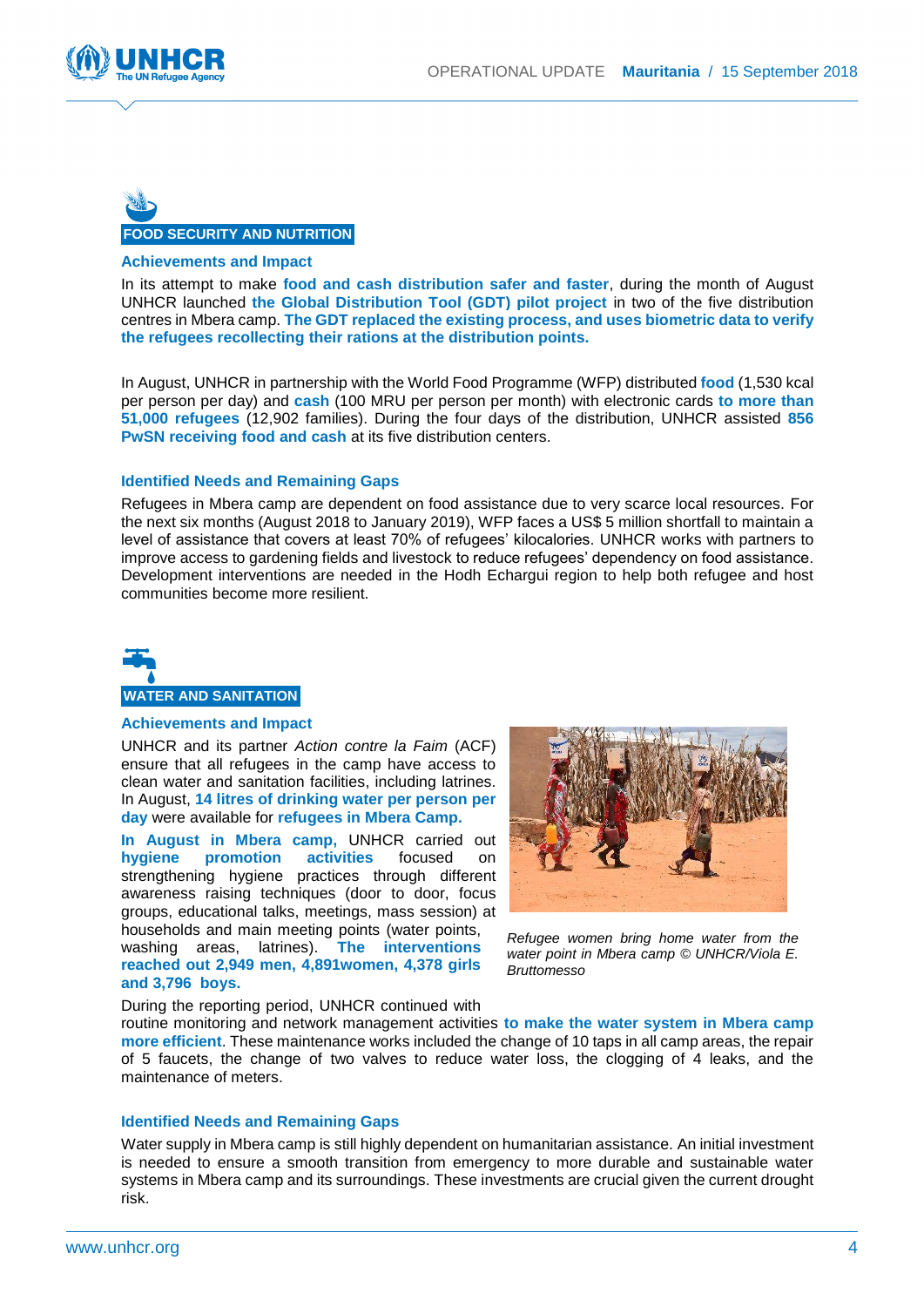## FOOD SECURITY AND NUTRITION

### Achievements and Impact

In its attempt to make **food and cash distribution safer and faster**, during the month of August UNHCR launched **the Global Distribution Tool (GDT) pilot project** in two of the five distribution centres in Mbera camp. **The GDT replaced the existing process, and uses biometric data to verify the refugees recollecting their rations at the distribution points.**

In August, UNHCR in partnership with the World Food Programme (WFP) distributed **food** (1,530 kcal per person per day) and **cash** (100 MRU per person per month) with electronic cards **to more than 51,000 refugees** (12,902 families). During the four days of the distribution, UNHCR assisted **856 PwSN receiving food and cash** at its five distribution centers.

### Identified Needs and Remaining Gaps

Refugees in Mbera camp are dependent on food assistance due to very scarce local resources. For the next six months (August 2018 to January 2019), WFP faces a US$ 5 million shortfall to maintain a level of assistance that covers at least 70% of refugees' kilocalories. UNHCR works with partners to improve access to gardening fields and livestock to reduce refugees' dependency on food assistance. Development interventions are needed in the Hodh Echargui region to help both refugee and host communities become more resilient.

## WATER AND SANITATION

### Achievements and Impact

UNHCR and its partner *Action contre la Faim* (ACF) ensure that all refugees in the camp have access to clean water and sanitation facilities, including latrines. In August, **14 litres of drinking water per person per day** were available for **refugees in Mbera Camp.**

**In August in Mbera camp,** UNHCR carried out **hygiene promotion activities** focused on strengthening hygiene practices through different awareness raising techniques (door to door, focus groups, educational talks, meetings, mass session) at households and main meeting points (water points, washing areas, latrines). **The interventions reached out 2,949 men, 4,891women, 4,378 girls and 3,796 boys.**

*Refugee women bring home water from the water point in Mbera camp © UNHCR/Viola E. Bruttomesso*

During the reporting period, UNHCR continued with routine monitoring and network management activities **to make the water system in Mbera camp more efficient**. These maintenance works included the change of 10 taps in all camp areas, the repair of 5 faucets, the change of two valves to reduce water loss, the clogging of 4 leaks, and the maintenance of meters.

### Identified Needs and Remaining Gaps

Water supply in Mbera camp is still highly dependent on humanitarian assistance. An initial investment is needed to ensure a smooth transition from emergency to more durable and sustainable water systems in Mbera camp and its surroundings. These investments are crucial given the current drought risk.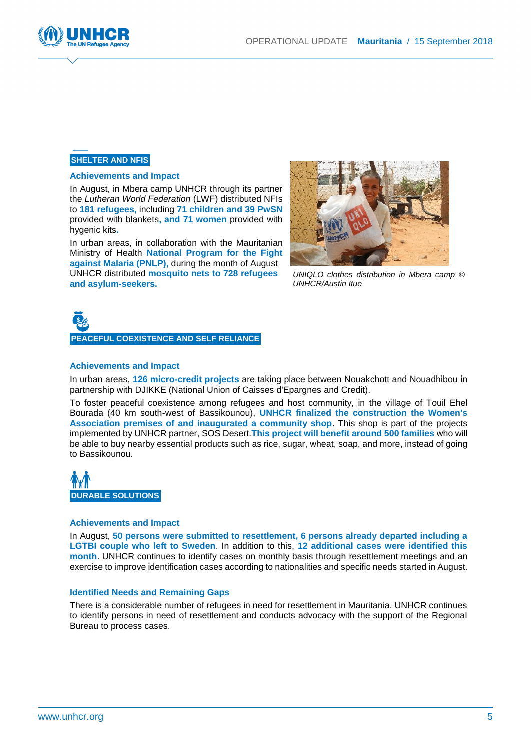## SHELTER AND NFIS

### Achievements and Impact

In August, in Mbera camp UNHCR through its partner the *Lutheran World Federation* (LWF) distributed NFIs to **181 refugees,** including **71 children and 39 PwSN** provided with blankets**, and 71 women** provided with hygenic kits**.**

In urban areas, in collaboration with the Mauritanian Ministry of Health **National Program for the Fight against Malaria (PNLP),** during the month of August UNHCR distributed **mosquito nets to 728 refugees and asylum-seekers.**

*UNIQLO clothes distribution in Mbera camp © UNHCR/Austin Itue*

## PEACEFUL COEXISTENCE AND SELF RELIANCE

### Achievements and Impact

In urban areas, **126 micro-credit projects** are taking place between Nouakchott and Nouadhibou in partnership with DJIKKE (National Union of Caisses d'Epargnes and Credit).

To foster peaceful coexistence among refugees and host community, in the village of Touil Ehel Bourada (40 km south-west of Bassikounou), **UNHCR finalized the construction the Women's Association premises of and inaugurated a community shop**. This shop is part of the projects implemented by UNHCR partner, SOS Desert.**This project will benefit around 500 families** who will be able to buy nearby essential products such as rice, sugar, wheat, soap, and more, instead of going to Bassikounou.

## DURABLE SOLUTIONS

### Achievements and Impact

In August, **50 persons were submitted to resettlement, 6 persons already departed including a LGTBI couple who left to Sweden**. In addition to this, **12 additional cases were identified this month**. UNHCR continues to identify cases on monthly basis through resettlement meetings and an exercise to improve identification cases according to nationalities and specific needs started in August.

### Identified Needs and Remaining Gaps

There is a considerable number of refugees in need for resettlement in Mauritania. UNHCR continues to identify persons in need of resettlement and conducts advocacy with the support of the Regional Bureau to process cases.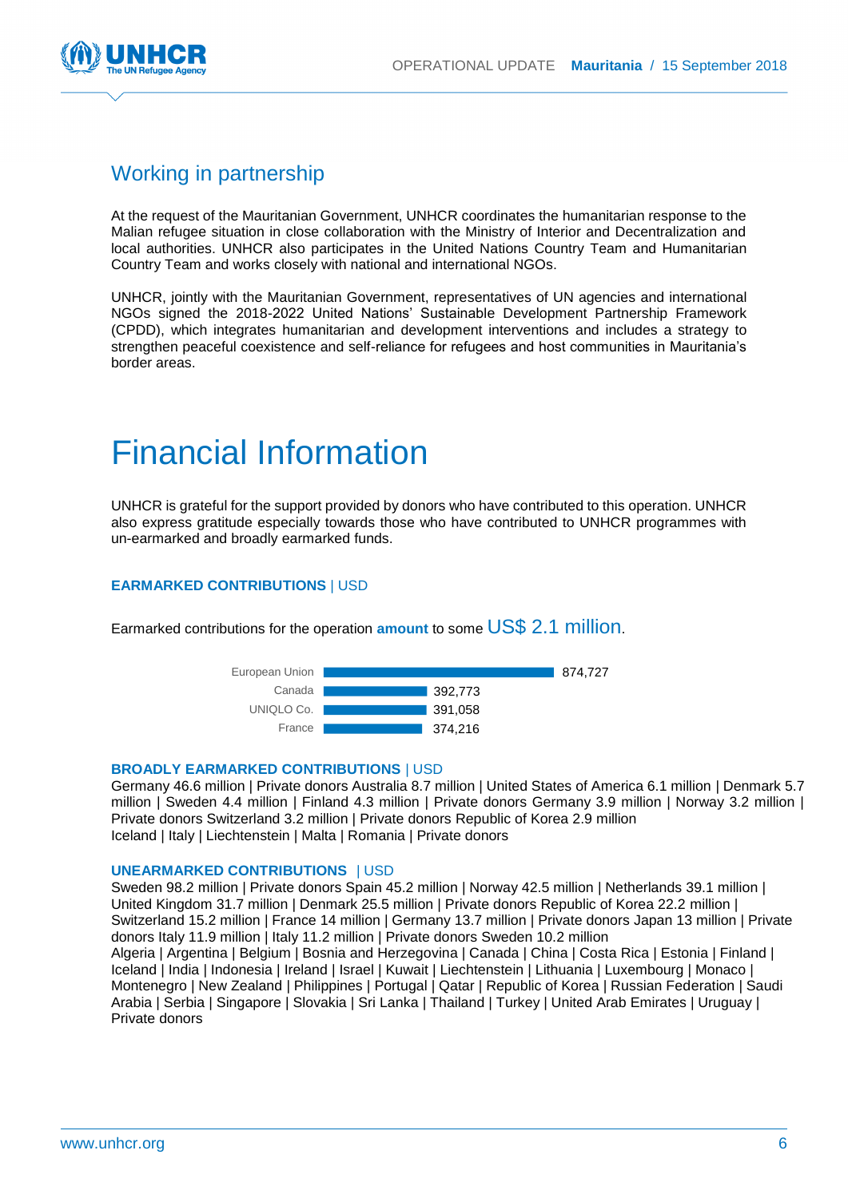## Working in partnership

At the request of the Mauritanian Government, UNHCR coordinates the humanitarian response to the Malian refugee situation in close collaboration with the Ministry of Interior and Decentralization and local authorities. UNHCR also participates in the United Nations Country Team and Humanitarian Country Team and works closely with national and international NGOs.

UNHCR, jointly with the Mauritanian Government, representatives of UN agencies and international NGOs signed the 2018-2022 United Nations' Sustainable Development Partnership Framework (CPDD), which integrates humanitarian and development interventions and includes a strategy to strengthen peaceful coexistence and self-reliance for refugees and host communities in Mauritania's border areas.

# Financial Information

UNHCR is grateful for the support provided by donors who have contributed to this operation. UNHCR also express gratitude especially towards those who have contributed to UNHCR programmes with un-earmarked and broadly earmarked funds.

**EARMARKED CONTRIBUTIONS** | USD

Earmarked contributions for the operation **amount** to some US$ 2.1 million.

| Donor | USD |
|---|---|
| European Union | 874,727 |
| Canada | 392,773 |
| UNIQLO Co. | 391,058 |
| France | 374,216 |

**BROADLY EARMARKED CONTRIBUTIONS** | USD

Germany 46.6 million | Private donors Australia 8.7 million | United States of America 6.1 million | Denmark 5.7 million | Sweden 4.4 million | Finland 4.3 million | Private donors Germany 3.9 million | Norway 3.2 million | Private donors Switzerland 3.2 million | Private donors Republic of Korea 2.9 million
Iceland | Italy | Liechtenstein | Malta | Romania | Private donors

**UNEARMARKED CONTRIBUTIONS** | USD

Sweden 98.2 million | Private donors Spain 45.2 million | Norway 42.5 million | Netherlands 39.1 million | United Kingdom 31.7 million | Denmark 25.5 million | Private donors Republic of Korea 22.2 million | Switzerland 15.2 million | France 14 million | Germany 13.7 million | Private donors Japan 13 million | Private donors Italy 11.9 million | Italy 11.2 million | Private donors Sweden 10.2 million
Algeria | Argentina | Belgium | Bosnia and Herzegovina | Canada | China | Costa Rica | Estonia | Finland | Iceland | India | Indonesia | Ireland | Israel | Kuwait | Liechtenstein | Lithuania | Luxembourg | Monaco | Montenegro | New Zealand | Philippines | Portugal | Qatar | Republic of Korea | Russian Federation | Saudi Arabia | Serbia | Singapore | Slovakia | Sri Lanka | Thailand | Turkey | United Arab Emirates | Uruguay | Private donors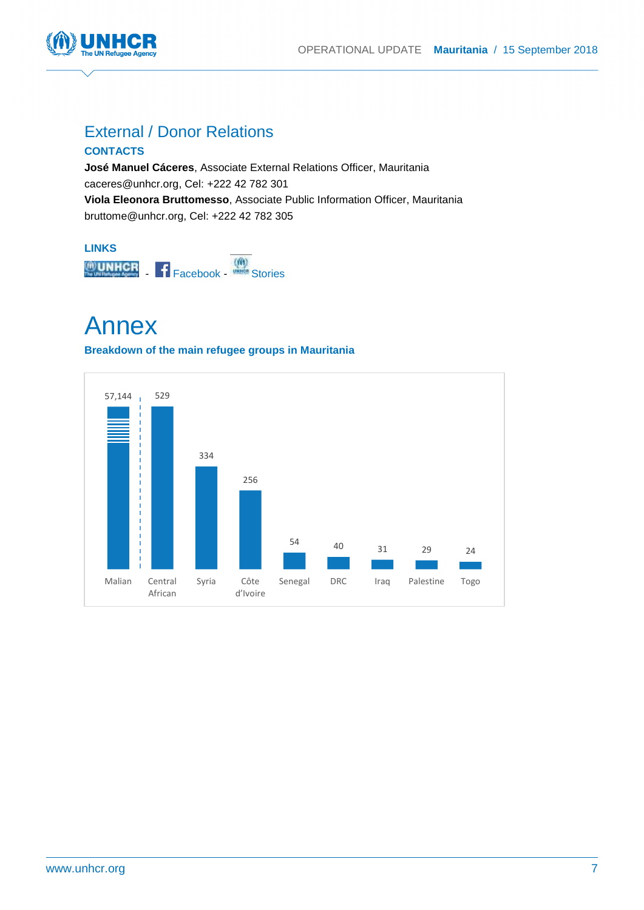## External / Donor Relations

**CONTACTS**

**José Manuel Cáceres**, Associate External Relations Officer, Mauritania
caceres@unhcr.org, Cel: +222 42 782 301

**Viola Eleonora Bruttomesso**, Associate Public Information Officer, Mauritania
bruttome@unhcr.org, Cel: +222 42 782 305

**LINKS**

UNHCR - Facebook - Stories

# Annex

**Breakdown of the main refugee groups in Mauritania**

| Group | Number |
|---|---|
| Malian | 57,144 |
| Central African | 529 |
| Syria | 334 |
| Côte d'Ivoire | 256 |
| Senegal | 54 |
| DRC | 40 |
| Iraq | 31 |
| Palestine | 29 |
| Togo | 24 |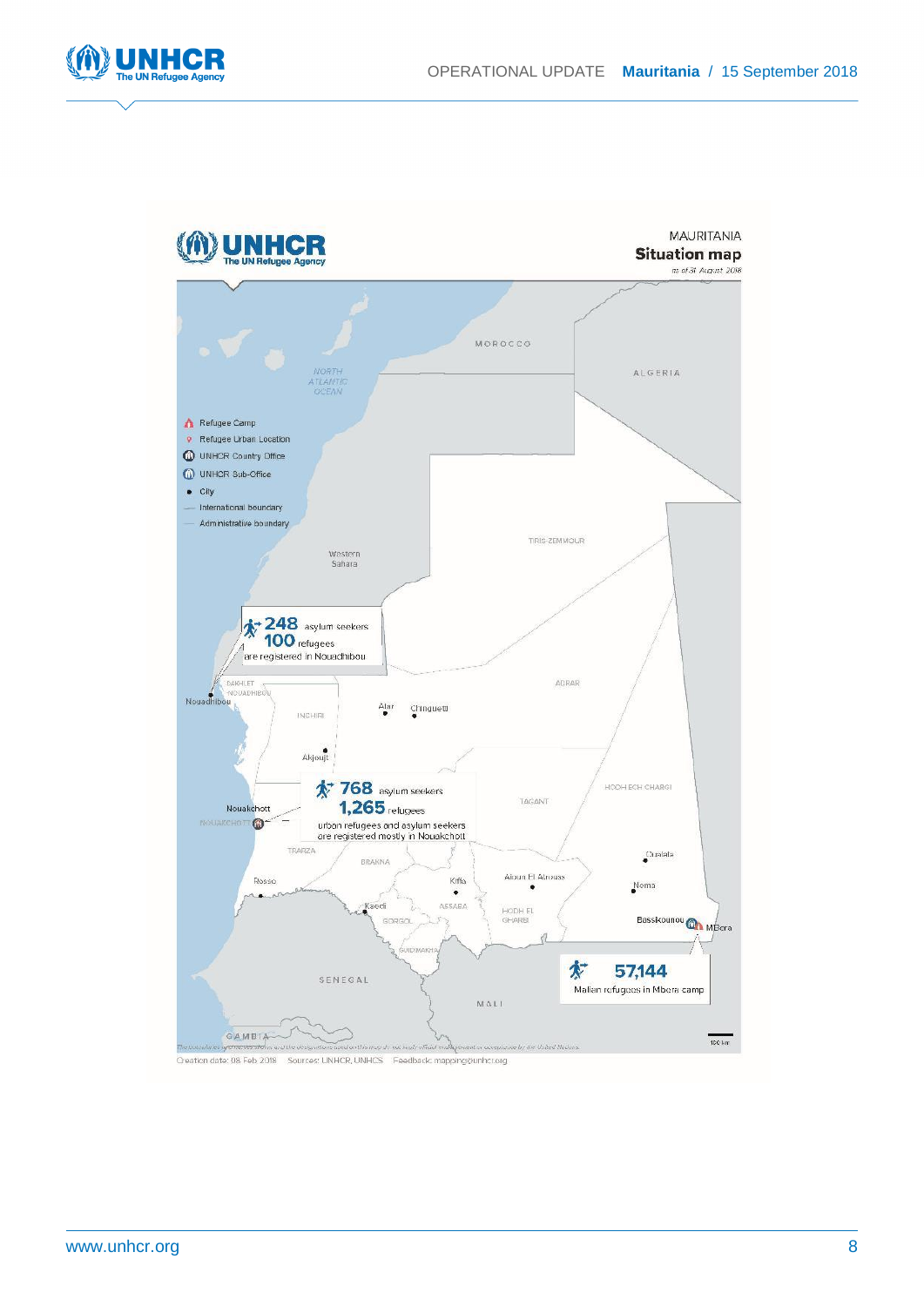UNHCR
The UN Refugee Agency

MAURITANIA
**Situation map**
as of 31 August 2018

Refugee Camp
Refugee Urban Location
UNHCR Country Office
UNHCR Sub-Office
City
International boundary
Administrative boundary

MOROCCO
ALGERIA
NORTH ATLANTIC OCEAN
Western Sahara
TIRIS-ZEMMOUR
ADRAR
DAKHLET NOUADHIBOU
INCHIRI
TAGANT
HODH ECH CHARGI
NOUAKCHOTT
TRARZA
BRAKNA
ASSABA
GORGOL
GUIDIMAKHA
HODH EL GHARBI
SENEGAL
MALI
GAMBIA

Nouadhibou
Atar
Chinguetti
Akjoujt
Nouakchott
Rosso
Kaedi
Kiffa
Aioun El Atrouss
Oualata
Nema
Bassikounou
MBera

**248** asylum seekers
**100** refugees
are registered in Nouadhibou

**768** asylum seekers
**1,265** refugees
urban refugees and asylum seekers are registered mostly in Nouakchott

**57,144**
Malian refugees in Mbera camp

100 km

Creation date: 08 Feb 2018 Sources: UNHCR, UNHCS Feedback: mapping@unhcr.org